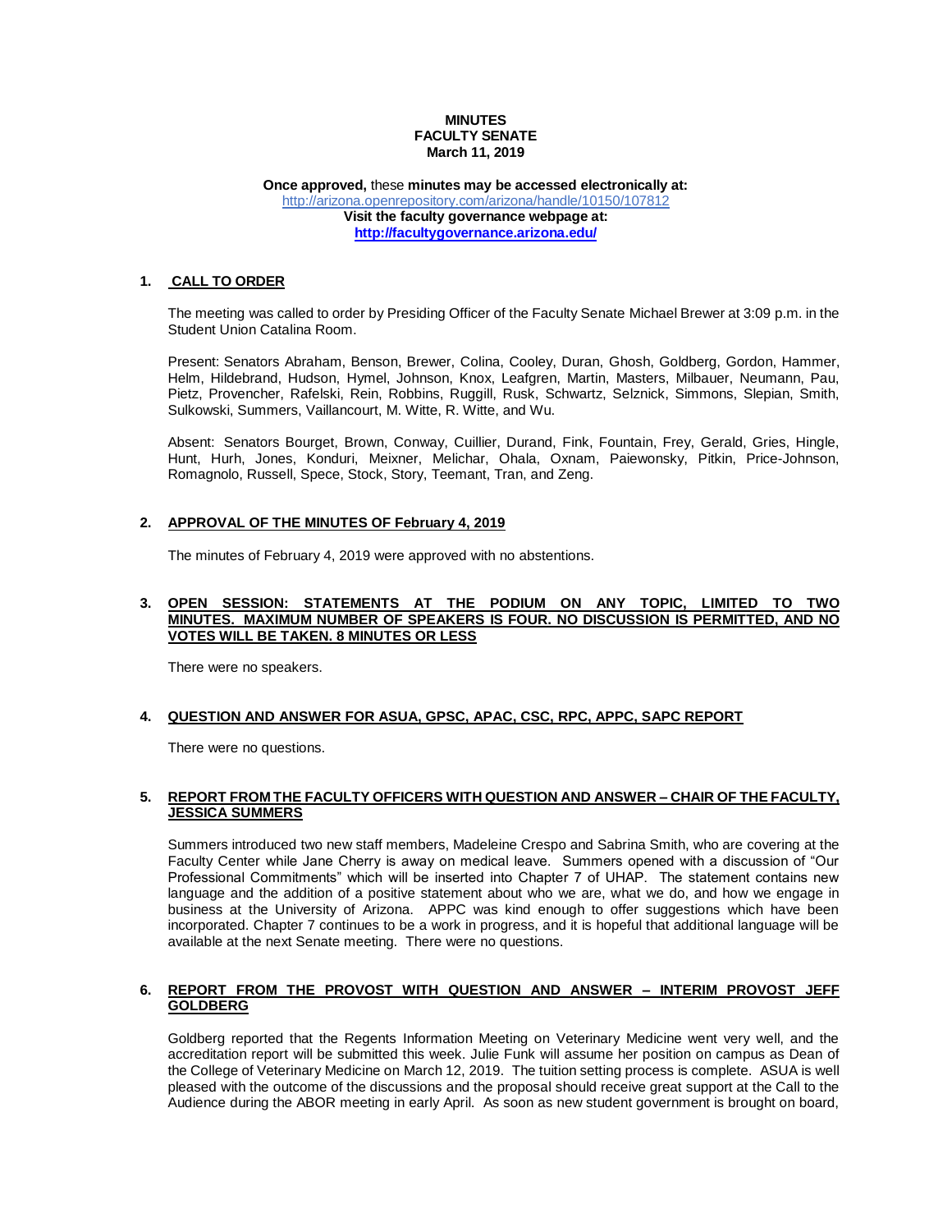**MINUTES**
**FACULTY SENATE**
**March 11, 2019**

**Once approved,** these **minutes may be accessed electronically at:**
http://arizona.openrepository.com/arizona/handle/10150/107812
**Visit the faculty governance webpage at:**
**http://facultygovernance.arizona.edu/**

## 1. CALL TO ORDER

The meeting was called to order by Presiding Officer of the Faculty Senate Michael Brewer at 3:09 p.m. in the Student Union Catalina Room.

Present: Senators Abraham, Benson, Brewer, Colina, Cooley, Duran, Ghosh, Goldberg, Gordon, Hammer, Helm, Hildebrand, Hudson, Hymel, Johnson, Knox, Leafgren, Martin, Masters, Milbauer, Neumann, Pau, Pietz, Provencher, Rafelski, Rein, Robbins, Ruggill, Rusk, Schwartz, Selznick, Simmons, Slepian, Smith, Sulkowski, Summers, Vaillancourt, M. Witte, R. Witte, and Wu.

Absent: Senators Bourget, Brown, Conway, Cuillier, Durand, Fink, Fountain, Frey, Gerald, Gries, Hingle, Hunt, Hurh, Jones, Konduri, Meixner, Melichar, Ohala, Oxnam, Paiewonsky, Pitkin, Price-Johnson, Romagnolo, Russell, Spece, Stock, Story, Teemant, Tran, and Zeng.

## 2. APPROVAL OF THE MINUTES OF February 4, 2019

The minutes of February 4, 2019 were approved with no abstentions.

## 3. OPEN SESSION: STATEMENTS AT THE PODIUM ON ANY TOPIC, LIMITED TO TWO MINUTES. MAXIMUM NUMBER OF SPEAKERS IS FOUR. NO DISCUSSION IS PERMITTED, AND NO VOTES WILL BE TAKEN. 8 MINUTES OR LESS

There were no speakers.

## 4. QUESTION AND ANSWER FOR ASUA, GPSC, APAC, CSC, RPC, APPC, SAPC REPORT

There were no questions.

## 5. REPORT FROM THE FACULTY OFFICERS WITH QUESTION AND ANSWER – CHAIR OF THE FACULTY, JESSICA SUMMERS

Summers introduced two new staff members, Madeleine Crespo and Sabrina Smith, who are covering at the Faculty Center while Jane Cherry is away on medical leave. Summers opened with a discussion of "Our Professional Commitments" which will be inserted into Chapter 7 of UHAP. The statement contains new language and the addition of a positive statement about who we are, what we do, and how we engage in business at the University of Arizona. APPC was kind enough to offer suggestions which have been incorporated. Chapter 7 continues to be a work in progress, and it is hopeful that additional language will be available at the next Senate meeting. There were no questions.

## 6. REPORT FROM THE PROVOST WITH QUESTION AND ANSWER – INTERIM PROVOST JEFF GOLDBERG

Goldberg reported that the Regents Information Meeting on Veterinary Medicine went very well, and the accreditation report will be submitted this week. Julie Funk will assume her position on campus as Dean of the College of Veterinary Medicine on March 12, 2019. The tuition setting process is complete. ASUA is well pleased with the outcome of the discussions and the proposal should receive great support at the Call to the Audience during the ABOR meeting in early April. As soon as new student government is brought on board,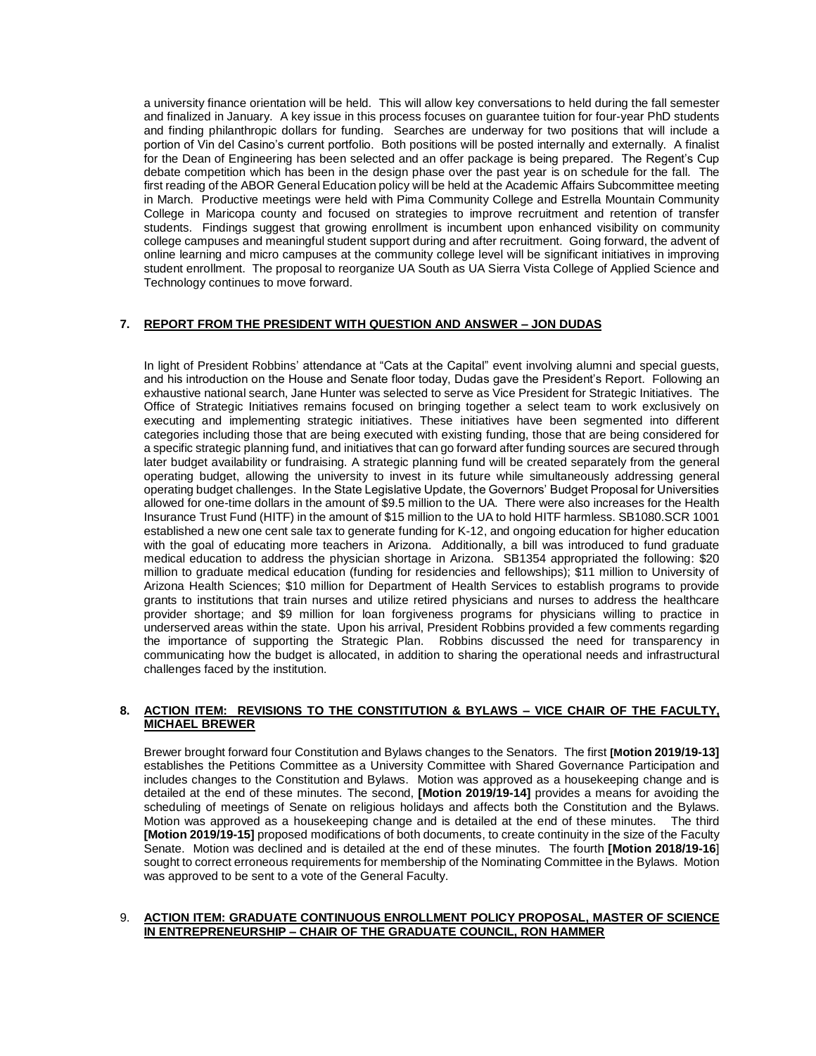a university finance orientation will be held. This will allow key conversations to held during the fall semester and finalized in January. A key issue in this process focuses on guarantee tuition for four-year PhD students and finding philanthropic dollars for funding. Searches are underway for two positions that will include a portion of Vin del Casino's current portfolio. Both positions will be posted internally and externally. A finalist for the Dean of Engineering has been selected and an offer package is being prepared. The Regent's Cup debate competition which has been in the design phase over the past year is on schedule for the fall. The first reading of the ABOR General Education policy will be held at the Academic Affairs Subcommittee meeting in March. Productive meetings were held with Pima Community College and Estrella Mountain Community College in Maricopa county and focused on strategies to improve recruitment and retention of transfer students. Findings suggest that growing enrollment is incumbent upon enhanced visibility on community college campuses and meaningful student support during and after recruitment. Going forward, the advent of online learning and micro campuses at the community college level will be significant initiatives in improving student enrollment. The proposal to reorganize UA South as UA Sierra Vista College of Applied Science and Technology continues to move forward.

## 7. REPORT FROM THE PRESIDENT WITH QUESTION AND ANSWER – JON DUDAS

In light of President Robbins' attendance at "Cats at the Capital" event involving alumni and special guests, and his introduction on the House and Senate floor today, Dudas gave the President's Report. Following an exhaustive national search, Jane Hunter was selected to serve as Vice President for Strategic Initiatives. The Office of Strategic Initiatives remains focused on bringing together a select team to work exclusively on executing and implementing strategic initiatives. These initiatives have been segmented into different categories including those that are being executed with existing funding, those that are being considered for a specific strategic planning fund, and initiatives that can go forward after funding sources are secured through later budget availability or fundraising. A strategic planning fund will be created separately from the general operating budget, allowing the university to invest in its future while simultaneously addressing general operating budget challenges. In the State Legislative Update, the Governors' Budget Proposal for Universities allowed for one-time dollars in the amount of \$9.5 million to the UA. There were also increases for the Health Insurance Trust Fund (HITF) in the amount of \$15 million to the UA to hold HITF harmless. SB1080.SCR 1001 established a new one cent sale tax to generate funding for K-12, and ongoing education for higher education with the goal of educating more teachers in Arizona. Additionally, a bill was introduced to fund graduate medical education to address the physician shortage in Arizona. SB1354 appropriated the following: \$20 million to graduate medical education (funding for residencies and fellowships); \$11 million to University of Arizona Health Sciences; \$10 million for Department of Health Services to establish programs to provide grants to institutions that train nurses and utilize retired physicians and nurses to address the healthcare provider shortage; and \$9 million for loan forgiveness programs for physicians willing to practice in underserved areas within the state. Upon his arrival, President Robbins provided a few comments regarding the importance of supporting the Strategic Plan. Robbins discussed the need for transparency in communicating how the budget is allocated, in addition to sharing the operational needs and infrastructural challenges faced by the institution.

## 8. ACTION ITEM: REVISIONS TO THE CONSTITUTION & BYLAWS – VICE CHAIR OF THE FACULTY, MICHAEL BREWER

Brewer brought forward four Constitution and Bylaws changes to the Senators. The first **[Motion 2019/19-13]** establishes the Petitions Committee as a University Committee with Shared Governance Participation and includes changes to the Constitution and Bylaws. Motion was approved as a housekeeping change and is detailed at the end of these minutes. The second, **[Motion 2019/19-14]** provides a means for avoiding the scheduling of meetings of Senate on religious holidays and affects both the Constitution and the Bylaws. Motion was approved as a housekeeping change and is detailed at the end of these minutes. The third **[Motion 2019/19-15]** proposed modifications of both documents, to create continuity in the size of the Faculty Senate. Motion was declined and is detailed at the end of these minutes. The fourth **[Motion 2018/19-16]** sought to correct erroneous requirements for membership of the Nominating Committee in the Bylaws. Motion was approved to be sent to a vote of the General Faculty.

## 9. ACTION ITEM: GRADUATE CONTINUOUS ENROLLMENT POLICY PROPOSAL, MASTER OF SCIENCE IN ENTREPRENEURSHIP – CHAIR OF THE GRADUATE COUNCIL, RON HAMMER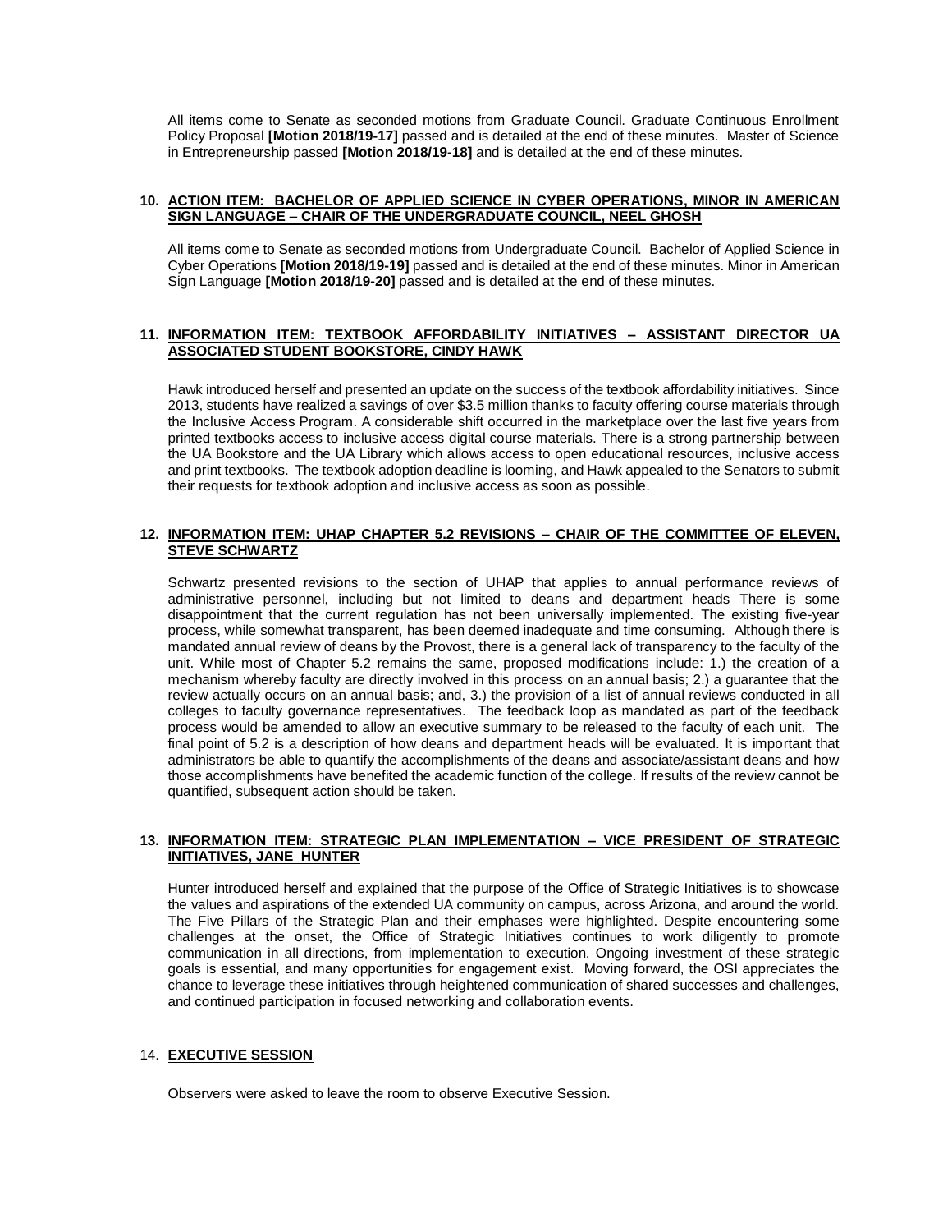All items come to Senate as seconded motions from Graduate Council. Graduate Continuous Enrollment Policy Proposal **[Motion 2018/19-17]** passed and is detailed at the end of these minutes. Master of Science in Entrepreneurship passed **[Motion 2018/19-18]** and is detailed at the end of these minutes.

### 10. ACTION ITEM: BACHELOR OF APPLIED SCIENCE IN CYBER OPERATIONS, MINOR IN AMERICAN SIGN LANGUAGE – CHAIR OF THE UNDERGRADUATE COUNCIL, NEEL GHOSH

All items come to Senate as seconded motions from Undergraduate Council. Bachelor of Applied Science in Cyber Operations **[Motion 2018/19-19]** passed and is detailed at the end of these minutes. Minor in American Sign Language **[Motion 2018/19-20]** passed and is detailed at the end of these minutes.

### 11. INFORMATION ITEM: TEXTBOOK AFFORDABILITY INITIATIVES – ASSISTANT DIRECTOR UA ASSOCIATED STUDENT BOOKSTORE, CINDY HAWK

Hawk introduced herself and presented an update on the success of the textbook affordability initiatives. Since 2013, students have realized a savings of over $3.5 million thanks to faculty offering course materials through the Inclusive Access Program. A considerable shift occurred in the marketplace over the last five years from printed textbooks access to inclusive access digital course materials. There is a strong partnership between the UA Bookstore and the UA Library which allows access to open educational resources, inclusive access and print textbooks. The textbook adoption deadline is looming, and Hawk appealed to the Senators to submit their requests for textbook adoption and inclusive access as soon as possible.

### 12. INFORMATION ITEM: UHAP CHAPTER 5.2 REVISIONS – CHAIR OF THE COMMITTEE OF ELEVEN, STEVE SCHWARTZ

Schwartz presented revisions to the section of UHAP that applies to annual performance reviews of administrative personnel, including but not limited to deans and department heads There is some disappointment that the current regulation has not been universally implemented. The existing five-year process, while somewhat transparent, has been deemed inadequate and time consuming. Although there is mandated annual review of deans by the Provost, there is a general lack of transparency to the faculty of the unit. While most of Chapter 5.2 remains the same, proposed modifications include: 1.) the creation of a mechanism whereby faculty are directly involved in this process on an annual basis; 2.) a guarantee that the review actually occurs on an annual basis; and, 3.) the provision of a list of annual reviews conducted in all colleges to faculty governance representatives. The feedback loop as mandated as part of the feedback process would be amended to allow an executive summary to be released to the faculty of each unit. The final point of 5.2 is a description of how deans and department heads will be evaluated. It is important that administrators be able to quantify the accomplishments of the deans and associate/assistant deans and how those accomplishments have benefited the academic function of the college. If results of the review cannot be quantified, subsequent action should be taken.

### 13. INFORMATION ITEM: STRATEGIC PLAN IMPLEMENTATION – VICE PRESIDENT OF STRATEGIC INITIATIVES, JANE HUNTER

Hunter introduced herself and explained that the purpose of the Office of Strategic Initiatives is to showcase the values and aspirations of the extended UA community on campus, across Arizona, and around the world. The Five Pillars of the Strategic Plan and their emphases were highlighted. Despite encountering some challenges at the onset, the Office of Strategic Initiatives continues to work diligently to promote communication in all directions, from implementation to execution. Ongoing investment of these strategic goals is essential, and many opportunities for engagement exist. Moving forward, the OSI appreciates the chance to leverage these initiatives through heightened communication of shared successes and challenges, and continued participation in focused networking and collaboration events.

### 14. EXECUTIVE SESSION

Observers were asked to leave the room to observe Executive Session.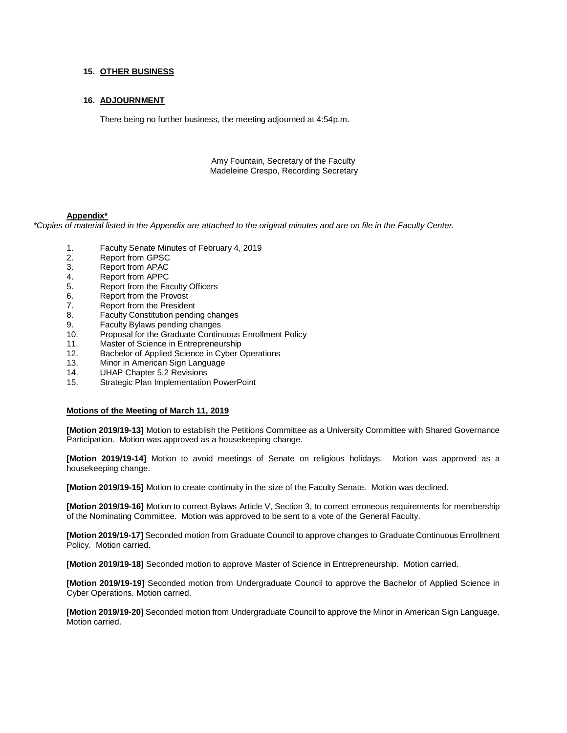## 15. OTHER BUSINESS

## 16. ADJOURNMENT

There being no further business, the meeting adjourned at 4:54p.m.

Amy Fountain, Secretary of the Faculty
Madeleine Crespo, Recording Secretary

**Appendix***

*\*Copies of material listed in the Appendix are attached to the original minutes and are on file in the Faculty Center.*

1. Faculty Senate Minutes of February 4, 2019
2. Report from GPSC
3. Report from APAC
4. Report from APPC
5. Report from the Faculty Officers
6. Report from the Provost
7. Report from the President
8. Faculty Constitution pending changes
9. Faculty Bylaws pending changes
10. Proposal for the Graduate Continuous Enrollment Policy
11. Master of Science in Entrepreneurship
12. Bachelor of Applied Science in Cyber Operations
13. Minor in American Sign Language
14. UHAP Chapter 5.2 Revisions
15. Strategic Plan Implementation PowerPoint

**Motions of the Meeting of March 11, 2019**

**[Motion 2019/19-13]** Motion to establish the Petitions Committee as a University Committee with Shared Governance Participation. Motion was approved as a housekeeping change.

**[Motion 2019/19-14]** Motion to avoid meetings of Senate on religious holidays. Motion was approved as a housekeeping change.

**[Motion 2019/19-15]** Motion to create continuity in the size of the Faculty Senate. Motion was declined.

**[Motion 2019/19-16]** Motion to correct Bylaws Article V, Section 3, to correct erroneous requirements for membership of the Nominating Committee. Motion was approved to be sent to a vote of the General Faculty.

**[Motion 2019/19-17]** Seconded motion from Graduate Council to approve changes to Graduate Continuous Enrollment Policy. Motion carried.

**[Motion 2019/19-18]** Seconded motion to approve Master of Science in Entrepreneurship. Motion carried.

**[Motion 2019/19-19]** Seconded motion from Undergraduate Council to approve the Bachelor of Applied Science in Cyber Operations. Motion carried.

**[Motion 2019/19-20]** Seconded motion from Undergraduate Council to approve the Minor in American Sign Language. Motion carried.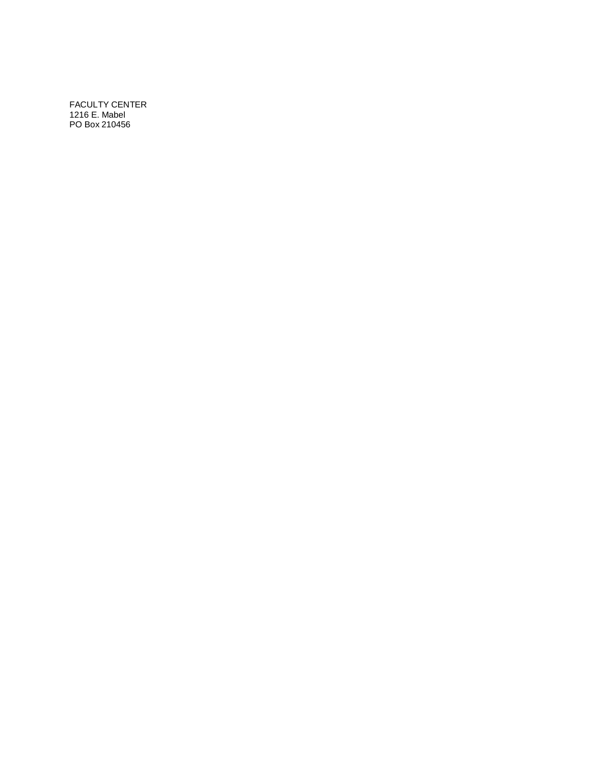FACULTY CENTER
1216 E. Mabel
PO Box 210456